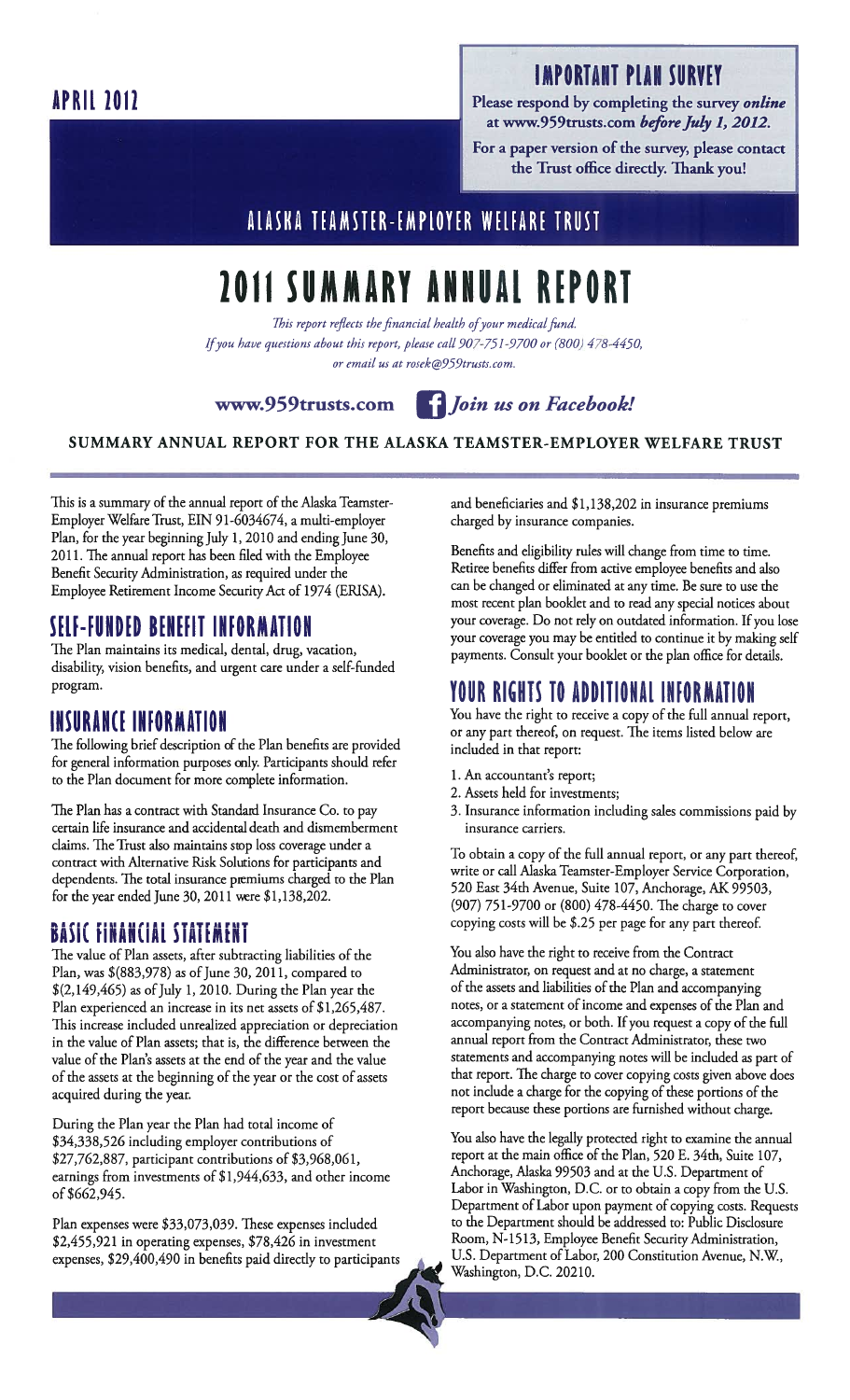**APRIL 2012**

## IMPORTANT PLAN SURVEY

Please respond by completing the survey *online* at www.959trusts.com *before July 1, 2012*.

For a paper version of the survey, please contact the Trust office directly. Thank you!

## ALASKA TEAMSTER-EMPLOYER WELFARE TRUST

# 2011 SUMMARY ANNUAL REPORT

*This report reflects the financial health of your medical fund.*
*If you have questions about this report, please call 907-751-9700 or (800) 478-4450, or email us at rosek@959trusts.com.*

**www.959trusts.com** *Join us on Facebook!*

**SUMMARY ANNUAL REPORT FOR THE ALASKA TEAMSTER-EMPLOYER WELFARE TRUST**

This is a summary of the annual report of the Alaska Teamster-Employer Welfare Trust, EIN 91-6034674, a multi-employer Plan, for the year beginning July 1, 2010 and ending June 30, 2011. The annual report has been filed with the Employee Benefit Security Administration, as required under the Employee Retirement Income Security Act of 1974 (ERISA).

## SELF-FUNDED BENEFIT INFORMATION

The Plan maintains its medical, dental, drug, vacation, disability, vision benefits, and urgent care under a self-funded program.

## INSURANCE INFORMATION

The following brief description of the Plan benefits are provided for general information purposes only. Participants should refer to the Plan document for more complete information.

The Plan has a contract with Standard Insurance Co. to pay certain life insurance and accidental death and dismemberment claims. The Trust also maintains stop loss coverage under a contract with Alternative Risk Solutions for participants and dependents. The total insurance premiums charged to the Plan for the year ended June 30, 2011 were $1,138,202.

## BASIC FINANCIAL STATEMENT

The value of Plan assets, after subtracting liabilities of the Plan, was $(883,978) as of June 30, 2011, compared to $(2,149,465) as of July 1, 2010. During the Plan year the Plan experienced an increase in its net assets of $1,265,487. This increase included unrealized appreciation or depreciation in the value of Plan assets; that is, the difference between the value of the Plan's assets at the end of the year and the value of the assets at the beginning of the year or the cost of assets acquired during the year.

During the Plan year the Plan had total income of $34,338,526 including employer contributions of $27,762,887, participant contributions of $3,968,061, earnings from investments of $1,944,633, and other income of $662,945.

Plan expenses were $33,073,039. These expenses included $2,455,921 in operating expenses, $78,426 in investment expenses, $29,400,490 in benefits paid directly to participants and beneficiaries and $1,138,202 in insurance premiums charged by insurance companies.

Benefits and eligibility rules will change from time to time. Retiree benefits differ from active employee benefits and also can be changed or eliminated at any time. Be sure to use the most recent plan booklet and to read any special notices about your coverage. Do not rely on outdated information. If you lose your coverage you may be entitled to continue it by making self payments. Consult your booklet or the plan office for details.

## YOUR RIGHTS TO ADDITIONAL INFORMATION

You have the right to receive a copy of the full annual report, or any part thereof, on request. The items listed below are included in that report:

1. An accountant's report;
2. Assets held for investments;
3. Insurance information including sales commissions paid by insurance carriers.

To obtain a copy of the full annual report, or any part thereof, write or call Alaska Teamster-Employer Service Corporation, 520 East 34th Avenue, Suite 107, Anchorage, AK 99503, (907) 751-9700 or (800) 478-4450. The charge to cover copying costs will be $.25 per page for any part thereof.

You also have the right to receive from the Contract Administrator, on request and at no charge, a statement of the assets and liabilities of the Plan and accompanying notes, or a statement of income and expenses of the Plan and accompanying notes, or both. If you request a copy of the full annual report from the Contract Administrator, these two statements and accompanying notes will be included as part of that report. The charge to cover copying costs given above does not include a charge for the copying of these portions of the report because these portions are furnished without charge.

You also have the legally protected right to examine the annual report at the main office of the Plan, 520 E. 34th, Suite 107, Anchorage, Alaska 99503 and at the U.S. Department of Labor in Washington, D.C. or to obtain a copy from the U.S. Department of Labor upon payment of copying costs. Requests to the Department should be addressed to: Public Disclosure Room, N-1513, Employee Benefit Security Administration, U.S. Department of Labor, 200 Constitution Avenue, N.W., Washington, D.C. 20210.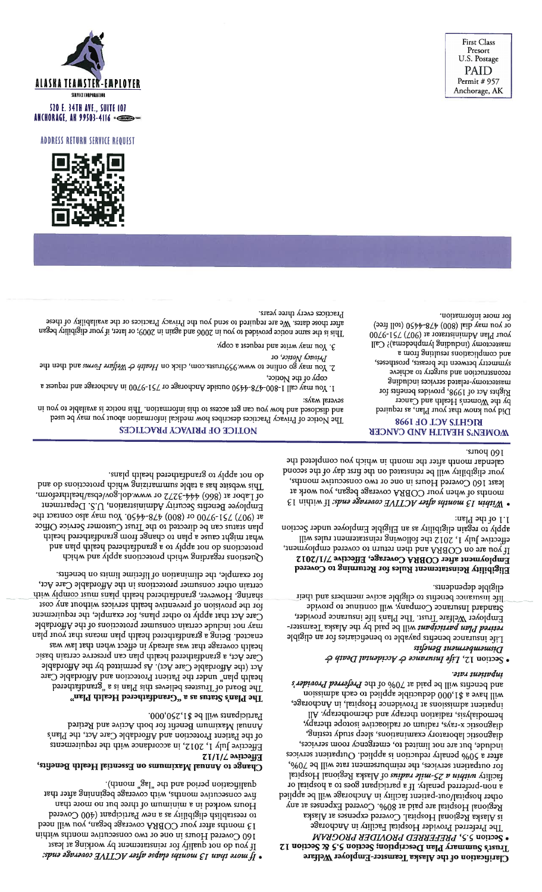ALASKA TEAMSTER-EMPLOYER
SERVICE CORPORATION
520 E. 34TH AVE., SUITE 107
ANCHORAGE, AK 99503-4116

ADDRESS RETURN SERVICE REQUEST

First Class
Presort
U.S. Postage
PAID
Permit # 957
Anchorage, AK

## Clarification of the Alaska Teamster-Employer Welfare Trust's Summary Plan Description; Section 5.5 & Section 12

- Section 5.5, *PREFERRED PROVIDER PROGRAM*

The Preferred Provider Hospital Facility in Anchorage is Alaska Regional Hospital. Covered expenses at Alaska Regional Hospital are paid at 80%. Covered Expenses at any other hospital/out-patient facility in Anchorage will be applied a non-preferred penalty. If a participant goes to a hospital or facility *within a 25-mile radius* of Alaska Regional Hospital for outpatient services, the reimbursement rate will be 70%, after a 50% penalty reduction is applied. Outpatient services include, but are not limited to, emergency room services, diagnostic laboratory examinations, sleep study testing, diagnostic x-rays, radium or radioactive isotope therapy, hemodialysis, radiation therapy and chemotherapy. All inpatient admissions at Providence Hospital, in Anchorage, will have a $1,000 deductible applied to each admission and benefits will be paid at 70% of the *Preferred Provider's inpatient rate*.

- Section 12, *Life Insurance & Accidental Death & Dismemberment Benefits*

Life insurance benefits payable to beneficiaries for an eligible *retired Plan participant* will be paid by the Alaska Teamster-Employer Welfare Trust. The Plan's life insurance provider, Standard Insurance Company, will continue to provide life insurance benefits to eligible active members and their eligible dependents.

### Eligibility Reinstatement Rules for Returning to Covered Employment after COBRA Coverage, Effective 7/1/2012

If you are on COBRA and then return to covered employment, effective July 1, 2012 the following reinstatement rules will apply to regain eligibility as an Eligible Employee under Section 1.1 of the Plan:

- *Within 13 months after ACTIVE coverage ends:* If within 13 months of when your COBRA coverage began, you work at least 160 Covered Hours in one or two consecutive months, your eligibility will be reinstated on the first day of the second calendar month after the month in which you completed the 160 hours.

- *If more than 13 months elapse after ACTIVE coverage ends:* If you do not qualify for reinstatement by working at least 160 Covered Hours in one or two consecutive months within 13 months after your COBRA coverage began, you will need to reestablish eligibility as a new Participant (400 Covered Hours worked in a minimum of three but no more than five consecutive months, with coverage beginning after that qualification period and the "lag" month).

### Change to Annual Maximums on Essential Health Benefits, Effective 7/1/12

Effective July 1, 2012, in accordance with the requirements of the Patient Protection and Affordable Care Act, the Annual Maximum Benefit for both Active and Retired Participants will be $1,250,000.

### The Plan's Status as a "Grandfathered Health Plan"

The Board of Trustees believes this Plan is a "grandfathered health plan" under the Patient Protection and Affordable Care Act (the Affordable Care Act). As permitted by the Affordable Care Act, a grandfathered health plan can preserve certain basic health coverage that was already in effect when that law was enacted. Being a grandfathered health plan means that your plan may not include certain consumer protections of the Affordable Care Act that apply to other plans, for example, the requirement for the provision of preventive health services without any cost sharing. However, grandfathered health plans must comply with certain other consumer protections in the Affordable Care Act, for example, the elimination of lifetime limits on benefits.

Questions regarding which protections apply and which protections do not apply to a grandfathered health plan and what might cause a plan to change from grandfathered health plan status can be directed to the Trust Customer Service Office at (907) 751-9700 or (800) 478-4450. You may also contact the Employee Benefits Security Administration, U.S. Department of Labor at (866) 444-3272 or www.dol.gov/ebsa/healthreform. This website has a table summarizing which protections do and do not apply to grandfathered health plans.

### WOMEN'S HEALTH AND CANCER RIGHTS ACT OF 1998

Did you know that your Plan, as required by the Women's Health and Cancer Rights Act of 1998, provides benefits for mastectomy-related services including reconstruction and surgery to achieve symmetry between the breasts, prostheses, and complications resulting from a mastectomy (including lymphedema)? Call your Plan Administrator at (907) 751-9700 or you may dial (800) 478-4450 (toll free) for more information.

### NOTICE OF PRIVACY PRACTICES

The Notice of Privacy Practices describes how medical information about you may be used and disclosed and how you can get access to this information. This notice is available to you in several ways:

1. You may call 1-800-478-4450 outside Anchorage or 751-9700 in Anchorage and request a copy of the Notice,
2. You may go online to www.959trusts.com, click on *Health & Welfare Forms* and then the *Privacy Notice*, or
3. You may write and request a copy.

This is the same notice provided to you in 2006 and again in 2009; or later, if your eligibility began after those dates. We are required to send you the Privacy Practices or the availability of these Practices every three years.